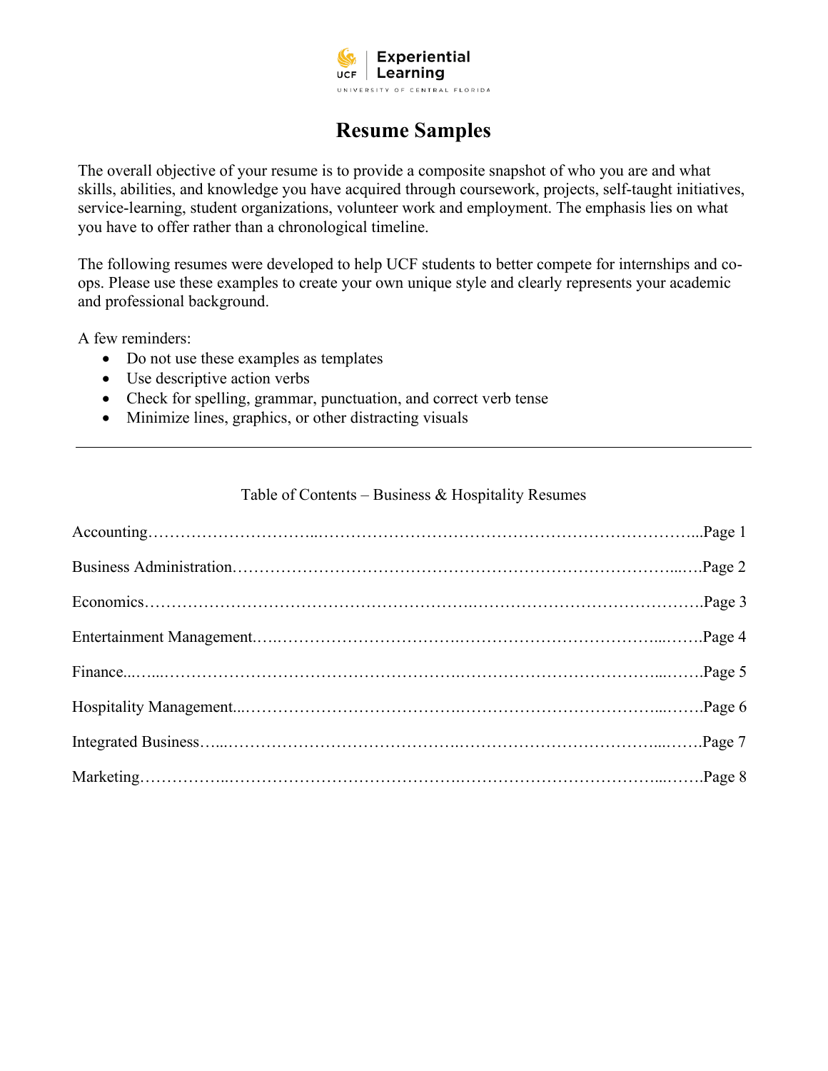Experiential Learning
UNIVERSITY OF CENTRAL FLORIDA

# Resume Samples

The overall objective of your resume is to provide a composite snapshot of who you are and what skills, abilities, and knowledge you have acquired through coursework, projects, self-taught initiatives, service-learning, student organizations, volunteer work and employment. The emphasis lies on what you have to offer rather than a chronological timeline.

The following resumes were developed to help UCF students to better compete for internships and co-ops. Please use these examples to create your own unique style and clearly represents your academic and professional background.

A few reminders:

- Do not use these examples as templates
- Use descriptive action verbs
- Check for spelling, grammar, punctuation, and correct verb tense
- Minimize lines, graphics, or other distracting visuals

---

Table of Contents – Business & Hospitality Resumes

Accounting……………………………………………………………………………………...Page 1

Business Administration………………………………………………………………………...….Page 2

Economics…………………………………………………………………………………….Page 3

Entertainment Management.…..………………………………………………………...…….Page 4

Finance...…...………………………………………………………………………...…….Page 5

Hospitality Management...…………………………………………………………...…….Page 6

Integrated Business…...………………………………………………………………...…….Page 7

Marketing……………...……………………………………………………………...…….Page 8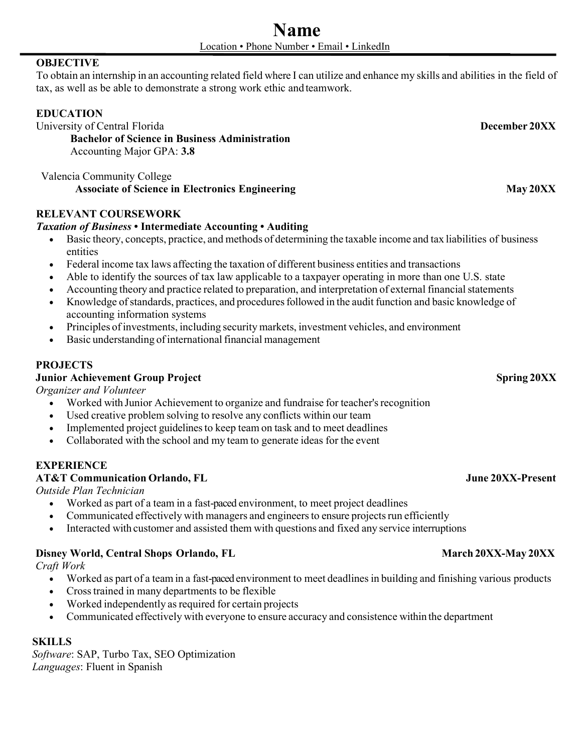# Name

Location • Phone Number • Email • LinkedIn

## OBJECTIVE

To obtain an internship in an accounting related field where I can utilize and enhance my skills and abilities in the field of tax, as well as be able to demonstrate a strong work ethic and teamwork.

## EDUCATION

University of Central Florida — **December 20XX**

**Bachelor of Science in Business Administration**

Accounting Major GPA: **3.8**

Valencia Community College

**Associate of Science in Electronics Engineering** — **May 20XX**

## RELEVANT COURSEWORK

***Taxation of Business* • Intermediate Accounting • Auditing**

- Basic theory, concepts, practice, and methods of determining the taxable income and tax liabilities of business entities
- Federal income tax laws affecting the taxation of different business entities and transactions
- Able to identify the sources of tax law applicable to a taxpayer operating in more than one U.S. state
- Accounting theory and practice related to preparation, and interpretation of external financial statements
- Knowledge of standards, practices, and procedures followed in the audit function and basic knowledge of accounting information systems
- Principles of investments, including security markets, investment vehicles, and environment
- Basic understanding of international financial management

## PROJECTS

**Junior Achievement Group Project** — **Spring 20XX**

*Organizer and Volunteer*

- Worked with Junior Achievement to organize and fundraise for teacher's recognition
- Used creative problem solving to resolve any conflicts within our team
- Implemented project guidelines to keep team on task and to meet deadlines
- Collaborated with the school and my team to generate ideas for the event

## EXPERIENCE

**AT&T Communication Orlando, FL** — **June 20XX-Present**

*Outside Plan Technician*

- Worked as part of a team in a fast-paced environment, to meet project deadlines
- Communicated effectively with managers and engineers to ensure projects run efficiently
- Interacted with customer and assisted them with questions and fixed any service interruptions

**Disney World, Central Shops Orlando, FL** — **March 20XX-May 20XX**

*Craft Work*

- Worked as part of a team in a fast-paced environment to meet deadlines in building and finishing various products
- Cross trained in many departments to be flexible
- Worked independently as required for certain projects
- Communicated effectively with everyone to ensure accuracy and consistence within the department

## SKILLS

*Software*: SAP, Turbo Tax, SEO Optimization

*Languages*: Fluent in Spanish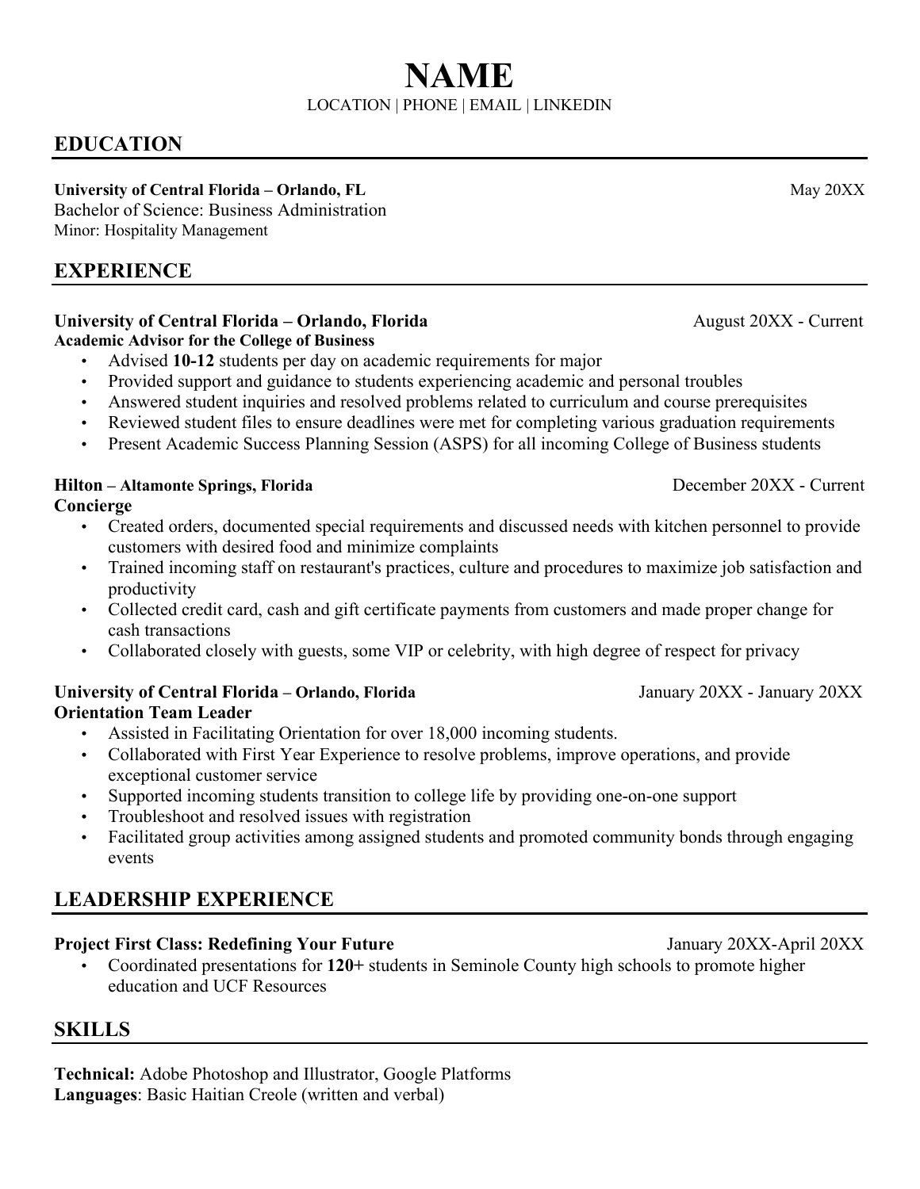# NAME

LOCATION | PHONE | EMAIL | LINKEDIN

## EDUCATION

**University of Central Florida – Orlando, FL** May 20XX
Bachelor of Science: Business Administration
Minor: Hospitality Management

## EXPERIENCE

**University of Central Florida – Orlando, Florida** August 20XX - Current
**Academic Advisor for the College of Business**

- Advised **10-12** students per day on academic requirements for major
- Provided support and guidance to students experiencing academic and personal troubles
- Answered student inquiries and resolved problems related to curriculum and course prerequisites
- Reviewed student files to ensure deadlines were met for completing various graduation requirements
- Present Academic Success Planning Session (ASPS) for all incoming College of Business students

**Hilton – Altamonte Springs, Florida** December 20XX - Current
**Concierge**

- Created orders, documented special requirements and discussed needs with kitchen personnel to provide customers with desired food and minimize complaints
- Trained incoming staff on restaurant's practices, culture and procedures to maximize job satisfaction and productivity
- Collected credit card, cash and gift certificate payments from customers and made proper change for cash transactions
- Collaborated closely with guests, some VIP or celebrity, with high degree of respect for privacy

**University of Central Florida – Orlando, Florida** January 20XX - January 20XX
**Orientation Team Leader**

- Assisted in Facilitating Orientation for over 18,000 incoming students.
- Collaborated with First Year Experience to resolve problems, improve operations, and provide exceptional customer service
- Supported incoming students transition to college life by providing one-on-one support
- Troubleshoot and resolved issues with registration
- Facilitated group activities among assigned students and promoted community bonds through engaging events

## LEADERSHIP EXPERIENCE

**Project First Class: Redefining Your Future** January 20XX-April 20XX

- Coordinated presentations for **120+** students in Seminole County high schools to promote higher education and UCF Resources

## SKILLS

**Technical:** Adobe Photoshop and Illustrator, Google Platforms
**Languages**: Basic Haitian Creole (written and verbal)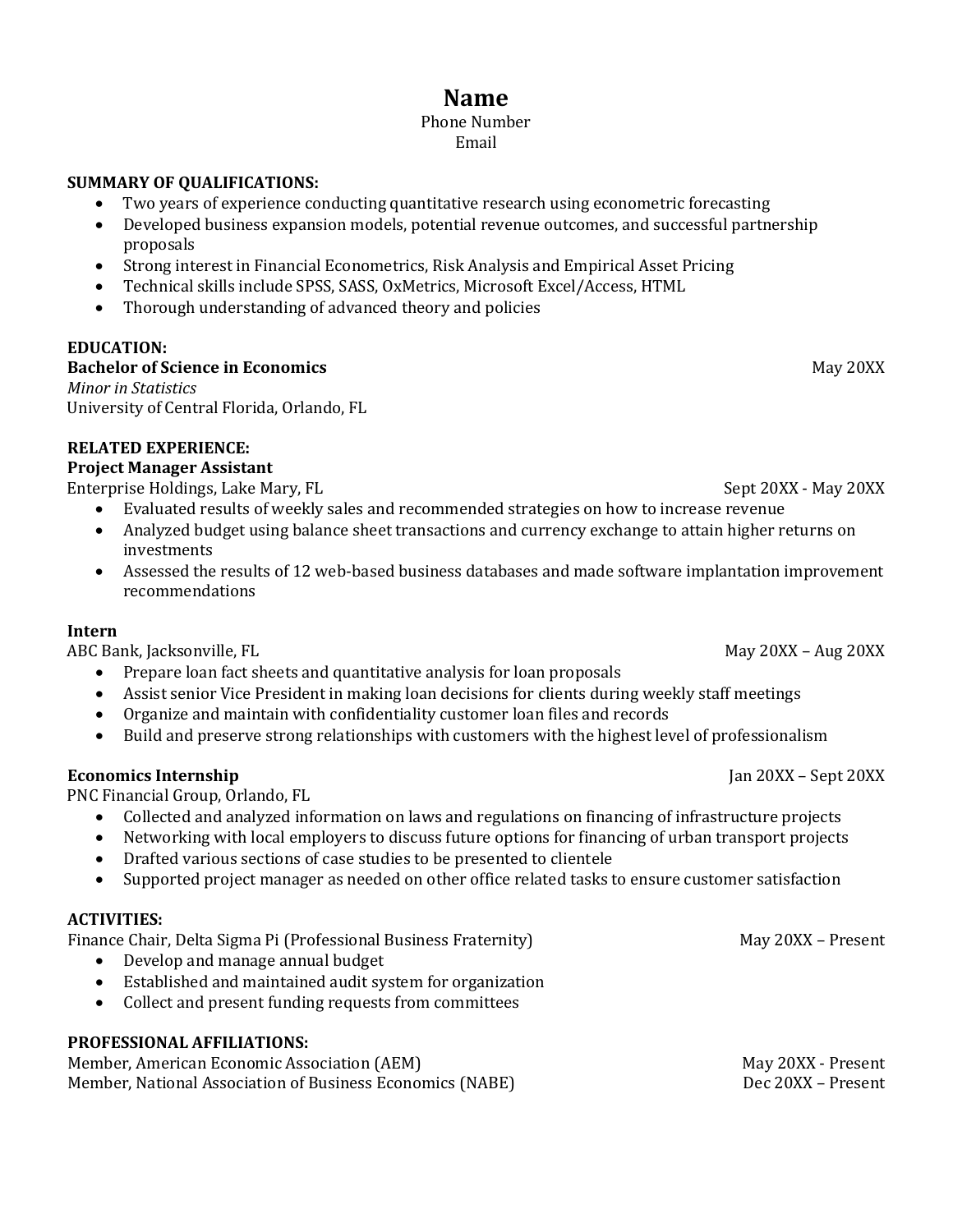# Name

Phone Number
Email

**SUMMARY OF QUALIFICATIONS:**

- Two years of experience conducting quantitative research using econometric forecasting
- Developed business expansion models, potential revenue outcomes, and successful partnership proposals
- Strong interest in Financial Econometrics, Risk Analysis and Empirical Asset Pricing
- Technical skills include SPSS, SASS, OxMetrics, Microsoft Excel/Access, HTML
- Thorough understanding of advanced theory and policies

**EDUCATION:**

**Bachelor of Science in Economics** May 20XX
*Minor in Statistics*
University of Central Florida, Orlando, FL

**RELATED EXPERIENCE:**

**Project Manager Assistant**
Enterprise Holdings, Lake Mary, FL Sept 20XX - May 20XX

- Evaluated results of weekly sales and recommended strategies on how to increase revenue
- Analyzed budget using balance sheet transactions and currency exchange to attain higher returns on investments
- Assessed the results of 12 web-based business databases and made software implantation improvement recommendations

**Intern**
ABC Bank, Jacksonville, FL May 20XX – Aug 20XX

- Prepare loan fact sheets and quantitative analysis for loan proposals
- Assist senior Vice President in making loan decisions for clients during weekly staff meetings
- Organize and maintain with confidentiality customer loan files and records
- Build and preserve strong relationships with customers with the highest level of professionalism

**Economics Internship** Jan 20XX – Sept 20XX
PNC Financial Group, Orlando, FL

- Collected and analyzed information on laws and regulations on financing of infrastructure projects
- Networking with local employers to discuss future options for financing of urban transport projects
- Drafted various sections of case studies to be presented to clientele
- Supported project manager as needed on other office related tasks to ensure customer satisfaction

**ACTIVITIES:**

Finance Chair, Delta Sigma Pi (Professional Business Fraternity) May 20XX – Present

- Develop and manage annual budget
- Established and maintained audit system for organization
- Collect and present funding requests from committees

**PROFESSIONAL AFFILIATIONS:**

Member, American Economic Association (AEM) May 20XX - Present
Member, National Association of Business Economics (NABE) Dec 20XX – Present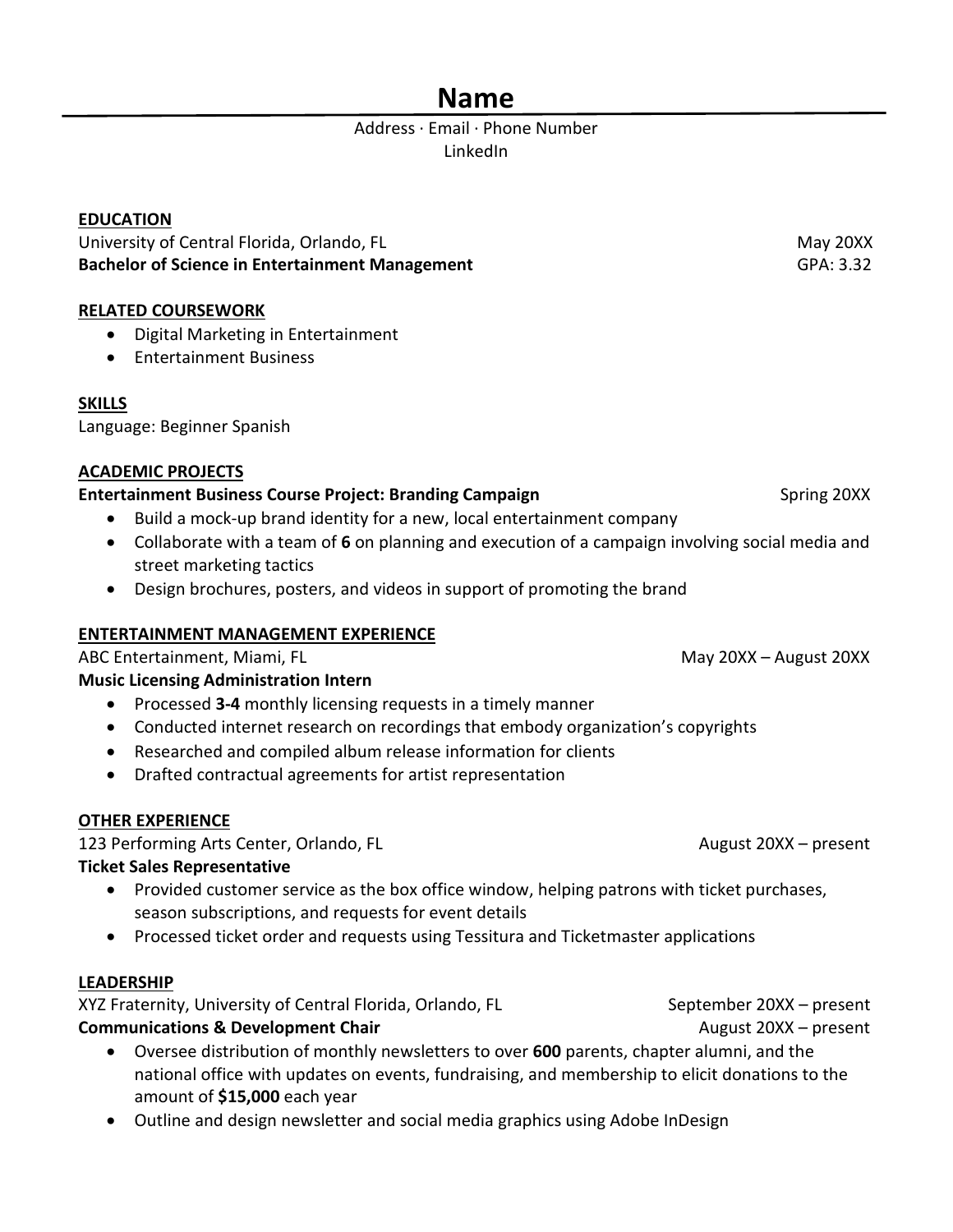# Name

Address · Email · Phone Number
LinkedIn

## EDUCATION

University of Central Florida, Orlando, FL — May 20XX
**Bachelor of Science in Entertainment Management** — GPA: 3.32

## RELATED COURSEWORK

- Digital Marketing in Entertainment
- Entertainment Business

## SKILLS

Language: Beginner Spanish

## ACADEMIC PROJECTS

**Entertainment Business Course Project: Branding Campaign** — Spring 20XX

- Build a mock-up brand identity for a new, local entertainment company
- Collaborate with a team of **6** on planning and execution of a campaign involving social media and street marketing tactics
- Design brochures, posters, and videos in support of promoting the brand

## ENTERTAINMENT MANAGEMENT EXPERIENCE

ABC Entertainment, Miami, FL — May 20XX – August 20XX
**Music Licensing Administration Intern**

- Processed **3-4** monthly licensing requests in a timely manner
- Conducted internet research on recordings that embody organization's copyrights
- Researched and compiled album release information for clients
- Drafted contractual agreements for artist representation

## OTHER EXPERIENCE

123 Performing Arts Center, Orlando, FL — August 20XX – present
**Ticket Sales Representative**

- Provided customer service as the box office window, helping patrons with ticket purchases, season subscriptions, and requests for event details
- Processed ticket order and requests using Tessitura and Ticketmaster applications

## LEADERSHIP

XYZ Fraternity, University of Central Florida, Orlando, FL — September 20XX – present
**Communications & Development Chair** — August 20XX – present

- Oversee distribution of monthly newsletters to over **600** parents, chapter alumni, and the national office with updates on events, fundraising, and membership to elicit donations to the amount of **$15,000** each year
- Outline and design newsletter and social media graphics using Adobe InDesign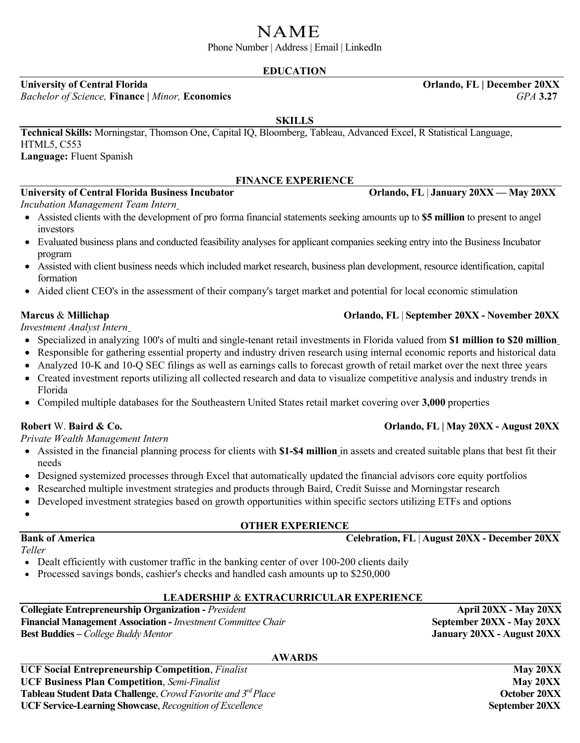# NAME

Phone Number | Address | Email | LinkedIn

## EDUCATION

**University of Central Florida** **Orlando, FL | December 20XX**
*Bachelor of Science,* **Finance |** *Minor,* **Economics** *GPA* **3.27**

## SKILLS

**Technical Skills:** Morningstar, Thomson One, Capital IQ, Bloomberg, Tableau, Advanced Excel, R Statistical Language, HTML5, C553
**Language:** Fluent Spanish

## FINANCE EXPERIENCE

**University of Central Florida Business Incubator** **Orlando, FL | January 20XX — May 20XX**
*Incubation Management Team Intern*

- Assisted clients with the development of pro forma financial statements seeking amounts up to **$5 million** to present to angel investors
- Evaluated business plans and conducted feasibility analyses for applicant companies seeking entry into the Business Incubator program
- Assisted with client business needs which included market research, business plan development, resource identification, capital formation
- Aided client CEO's in the assessment of their company's target market and potential for local economic stimulation

**Marcus & Millichap** **Orlando, FL | September 20XX - November 20XX**
*Investment Analyst Intern*

- Specialized in analyzing 100's of multi and single-tenant retail investments in Florida valued from **$1 million to $20 million**
- Responsible for gathering essential property and industry driven research using internal economic reports and historical data
- Analyzed 10-K and 10-Q SEC filings as well as earnings calls to forecast growth of retail market over the next three years
- Created investment reports utilizing all collected research and data to visualize competitive analysis and industry trends in Florida
- Compiled multiple databases for the Southeastern United States retail market covering over **3,000** properties

**Robert W. Baird & Co.** **Orlando, FL | May 20XX - August 20XX**
*Private Wealth Management Intern*

- Assisted in the financial planning process for clients with **$1-$4 million** in assets and created suitable plans that best fit their needs
- Designed systemized processes through Excel that automatically updated the financial advisors core equity portfolios
- Researched multiple investment strategies and products through Baird, Credit Suisse and Morningstar research
- Developed investment strategies based on growth opportunities within specific sectors utilizing ETFs and options

## OTHER EXPERIENCE

**Bank of America** **Celebration, FL | August 20XX - December 20XX**
*Teller*

- Dealt efficiently with customer traffic in the banking center of over 100-200 clients daily
- Processed savings bonds, cashier's checks and handled cash amounts up to $250,000

## LEADERSHIP & EXTRACURRICULAR EXPERIENCE

**Collegiate Entrepreneurship Organization -** *President* **April 20XX - May 20XX**
**Financial Management Association -** *Investment Committee Chair* **September 20XX - May 20XX**
**Best Buddies –** *College Buddy Mentor* **January 20XX - August 20XX**

## AWARDS

**UCF Social Entrepreneurship Competition**, *Finalist* **May 20XX**
**UCF Business Plan Competition**, *Semi-Finalist* **May 20XX**
**Tableau Student Data Challenge**, *Crowd Favorite and 3rd Place* **October 20XX**
**UCF Service-Learning Showcase**, *Recognition of Excellence* **September 20XX**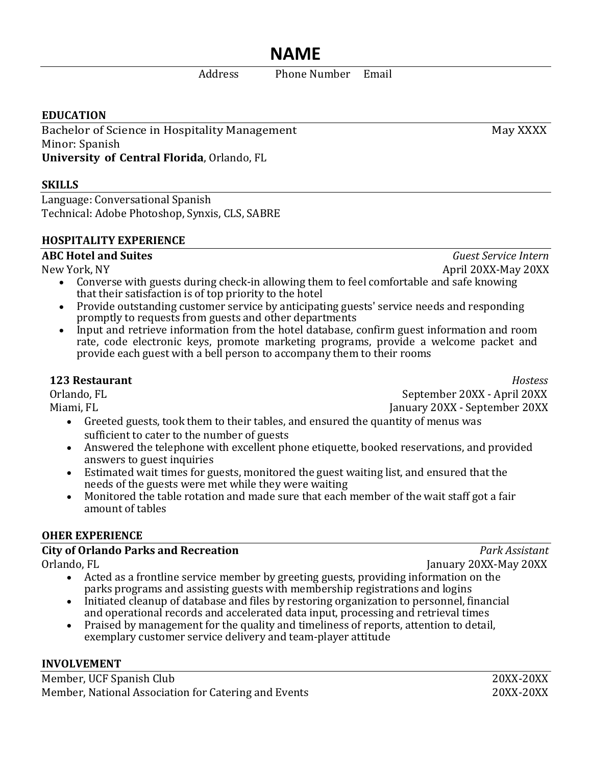# NAME

Address Phone Number Email

## EDUCATION

Bachelor of Science in Hospitality Management — May XXXX
Minor: Spanish
**University of Central Florida**, Orlando, FL

## SKILLS

Language: Conversational Spanish
Technical: Adobe Photoshop, Synxis, CLS, SABRE

## HOSPITALITY EXPERIENCE

**ABC Hotel and Suites** — *Guest Service Intern*
New York, NY — April 20XX-May 20XX

- Converse with guests during check-in allowing them to feel comfortable and safe knowing that their satisfaction is of top priority to the hotel
- Provide outstanding customer service by anticipating guests' service needs and responding promptly to requests from guests and other departments
- Input and retrieve information from the hotel database, confirm guest information and room rate, code electronic keys, promote marketing programs, provide a welcome packet and provide each guest with a bell person to accompany them to their rooms

**123 Restaurant** — *Hostess*
Orlando, FL — September 20XX - April 20XX
Miami, FL — January 20XX - September 20XX

- Greeted guests, took them to their tables, and ensured the quantity of menus was sufficient to cater to the number of guests
- Answered the telephone with excellent phone etiquette, booked reservations, and provided answers to guest inquiries
- Estimated wait times for guests, monitored the guest waiting list, and ensured that the needs of the guests were met while they were waiting
- Monitored the table rotation and made sure that each member of the wait staff got a fair amount of tables

## OHER EXPERIENCE

**City of Orlando Parks and Recreation** — *Park Assistant*
Orlando, FL — January 20XX-May 20XX

- Acted as a frontline service member by greeting guests, providing information on the parks programs and assisting guests with membership registrations and logins
- Initiated cleanup of database and files by restoring organization to personnel, financial and operational records and accelerated data input, processing and retrieval times
- Praised by management for the quality and timeliness of reports, attention to detail, exemplary customer service delivery and team-player attitude

## INVOLVEMENT

Member, UCF Spanish Club — 20XX-20XX
Member, National Association for Catering and Events — 20XX-20XX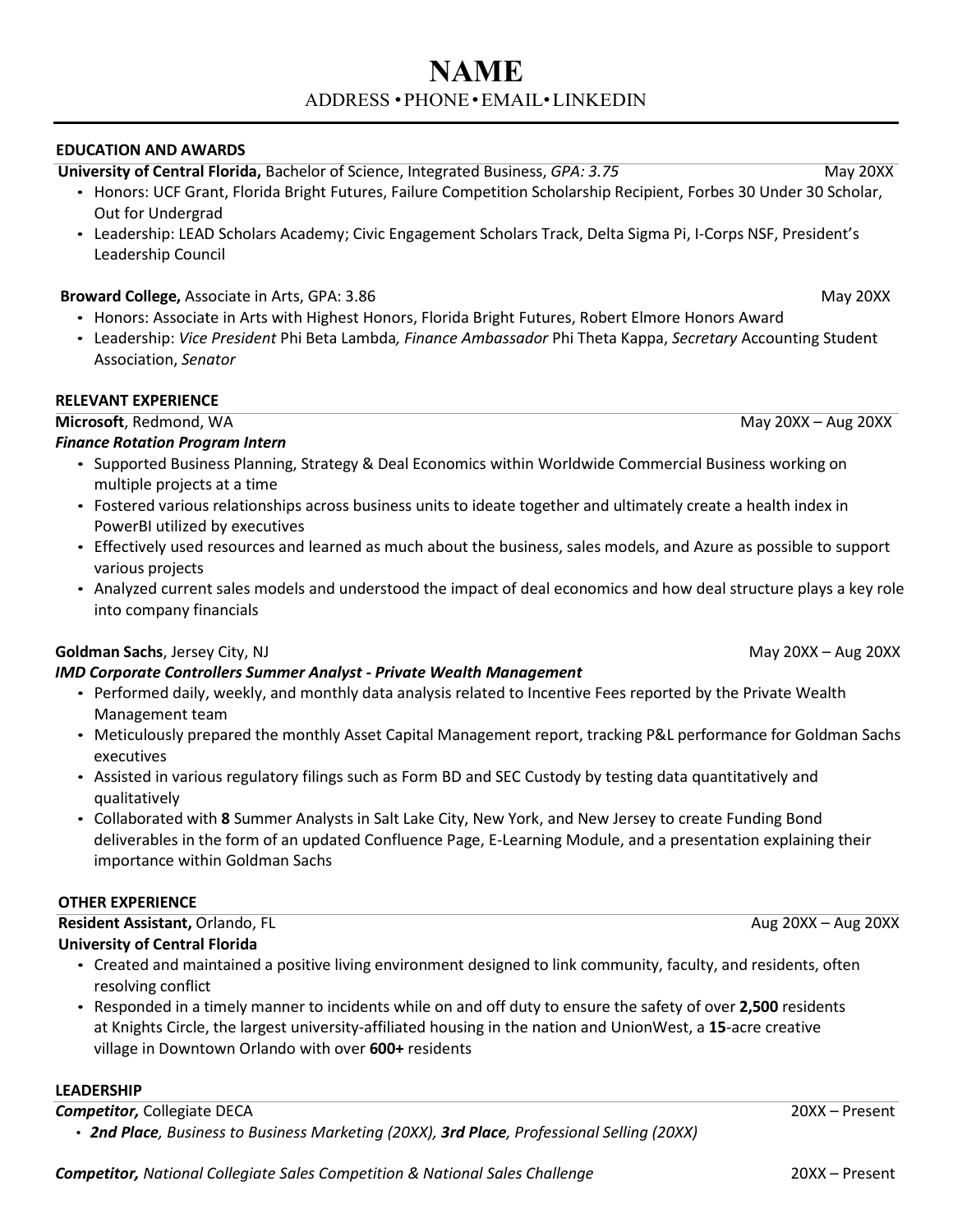# NAME

ADDRESS • PHONE • EMAIL • LINKEDIN

## EDUCATION AND AWARDS

**University of Central Florida,** Bachelor of Science, Integrated Business, *GPA: 3.75* May 20XX

- Honors: UCF Grant, Florida Bright Futures, Failure Competition Scholarship Recipient, Forbes 30 Under 30 Scholar, Out for Undergrad
- Leadership: LEAD Scholars Academy; Civic Engagement Scholars Track, Delta Sigma Pi, I-Corps NSF, President's Leadership Council

**Broward College,** Associate in Arts, GPA: 3.86 May 20XX

- Honors: Associate in Arts with Highest Honors, Florida Bright Futures, Robert Elmore Honors Award
- Leadership: *Vice President* Phi Beta Lambda*, Finance Ambassador* Phi Theta Kappa, *Secretary* Accounting Student Association, *Senator*

## RELEVANT EXPERIENCE

**Microsoft**, Redmond, WA May 20XX – Aug 20XX

***Finance Rotation Program Intern***

- Supported Business Planning, Strategy & Deal Economics within Worldwide Commercial Business working on multiple projects at a time
- Fostered various relationships across business units to ideate together and ultimately create a health index in PowerBI utilized by executives
- Effectively used resources and learned as much about the business, sales models, and Azure as possible to support various projects
- Analyzed current sales models and understood the impact of deal economics and how deal structure plays a key role into company financials

**Goldman Sachs**, Jersey City, NJ May 20XX – Aug 20XX

***IMD Corporate Controllers Summer Analyst - Private Wealth Management***

- Performed daily, weekly, and monthly data analysis related to Incentive Fees reported by the Private Wealth Management team
- Meticulously prepared the monthly Asset Capital Management report, tracking P&L performance for Goldman Sachs executives
- Assisted in various regulatory filings such as Form BD and SEC Custody by testing data quantitatively and qualitatively
- Collaborated with **8** Summer Analysts in Salt Lake City, New York, and New Jersey to create Funding Bond deliverables in the form of an updated Confluence Page, E-Learning Module, and a presentation explaining their importance within Goldman Sachs

## OTHER EXPERIENCE

**Resident Assistant,** Orlando, FL Aug 20XX – Aug 20XX

**University of Central Florida**

- Created and maintained a positive living environment designed to link community, faculty, and residents, often resolving conflict
- Responded in a timely manner to incidents while on and off duty to ensure the safety of over **2,500** residents at Knights Circle, the largest university-affiliated housing in the nation and UnionWest, a **15**-acre creative village in Downtown Orlando with over **600+** residents

## LEADERSHIP

***Competitor,*** Collegiate DECA 20XX – Present

- ***2nd Place****, Business to Business Marketing (20XX),* ***3rd Place****, Professional Selling (20XX)*

***Competitor,*** *National Collegiate Sales Competition & National Sales Challenge* 20XX – Present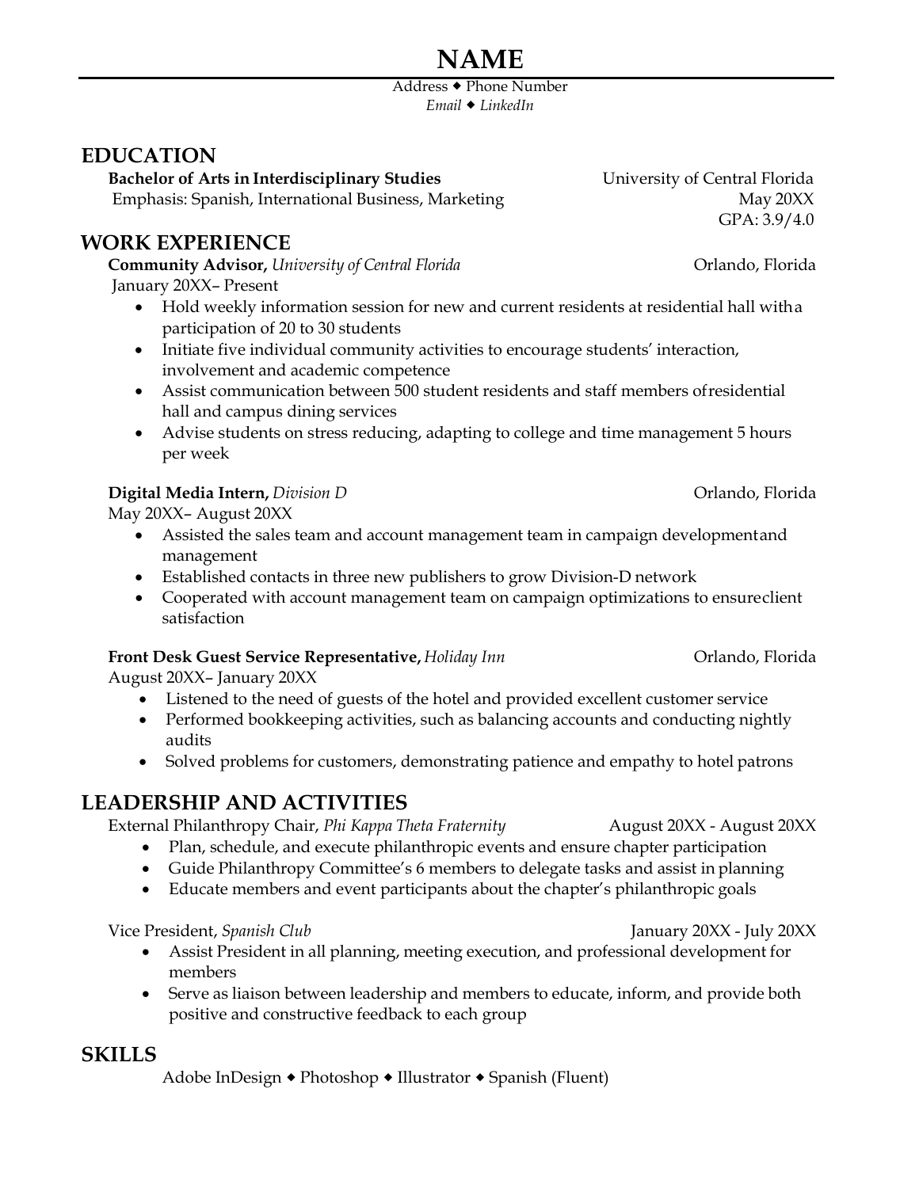# NAME

Address ◆ Phone Number
*Email* ◆ *LinkedIn*

## EDUCATION

**Bachelor of Arts in Interdisciplinary Studies** — University of Central Florida
Emphasis: Spanish, International Business, Marketing — May 20XX
GPA: 3.9/4.0

## WORK EXPERIENCE

**Community Advisor,** *University of Central Florida* — Orlando, Florida
January 20XX– Present

- Hold weekly information session for new and current residents at residential hall with a participation of 20 to 30 students
- Initiate five individual community activities to encourage students' interaction, involvement and academic competence
- Assist communication between 500 student residents and staff members of residential hall and campus dining services
- Advise students on stress reducing, adapting to college and time management 5 hours per week

**Digital Media Intern,** *Division D* — Orlando, Florida
May 20XX– August 20XX

- Assisted the sales team and account management team in campaign development and management
- Established contacts in three new publishers to grow Division-D network
- Cooperated with account management team on campaign optimizations to ensure client satisfaction

**Front Desk Guest Service Representative,** *Holiday Inn* — Orlando, Florida
August 20XX– January 20XX

- Listened to the need of guests of the hotel and provided excellent customer service
- Performed bookkeeping activities, such as balancing accounts and conducting nightly audits
- Solved problems for customers, demonstrating patience and empathy to hotel patrons

## LEADERSHIP AND ACTIVITIES

External Philanthropy Chair, *Phi Kappa Theta Fraternity* — August 20XX - August 20XX

- Plan, schedule, and execute philanthropic events and ensure chapter participation
- Guide Philanthropy Committee's 6 members to delegate tasks and assist in planning
- Educate members and event participants about the chapter's philanthropic goals

Vice President, *Spanish Club* — January 20XX - July 20XX

- Assist President in all planning, meeting execution, and professional development for members
- Serve as liaison between leadership and members to educate, inform, and provide both positive and constructive feedback to each group

## SKILLS

Adobe InDesign ◆ Photoshop ◆ Illustrator ◆ Spanish (Fluent)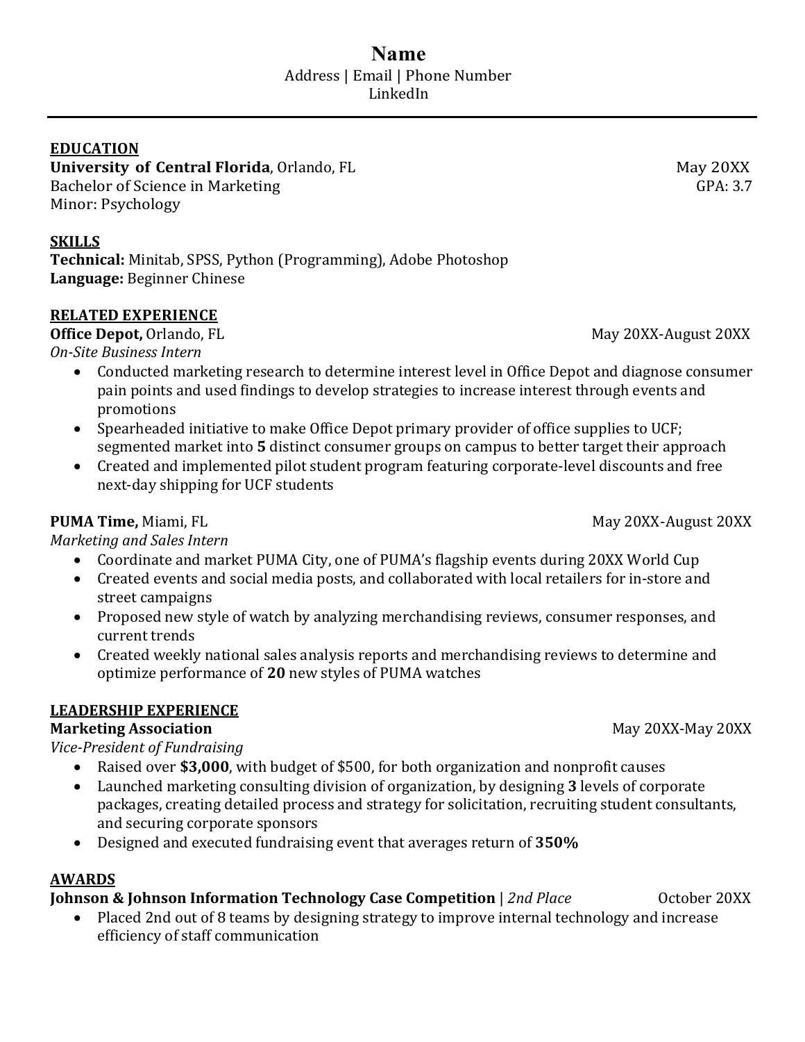# Name

Address | Email | Phone Number
LinkedIn

---

## EDUCATION

**University of Central Florida**, Orlando, FL — May 20XX
Bachelor of Science in Marketing — GPA: 3.7
Minor: Psychology

## SKILLS

**Technical:** Minitab, SPSS, Python (Programming), Adobe Photoshop
**Language:** Beginner Chinese

## RELATED EXPERIENCE

**Office Depot,** Orlando, FL — May 20XX-August 20XX
*On-Site Business Intern*

- Conducted marketing research to determine interest level in Office Depot and diagnose consumer pain points and used findings to develop strategies to increase interest through events and promotions
- Spearheaded initiative to make Office Depot primary provider of office supplies to UCF; segmented market into **5** distinct consumer groups on campus to better target their approach
- Created and implemented pilot student program featuring corporate-level discounts and free next-day shipping for UCF students

**PUMA Time,** Miami, FL — May 20XX-August 20XX
*Marketing and Sales Intern*

- Coordinate and market PUMA City, one of PUMA's flagship events during 20XX World Cup
- Created events and social media posts, and collaborated with local retailers for in-store and street campaigns
- Proposed new style of watch by analyzing merchandising reviews, consumer responses, and current trends
- Created weekly national sales analysis reports and merchandising reviews to determine and optimize performance of **20** new styles of PUMA watches

## LEADERSHIP EXPERIENCE

**Marketing Association** — May 20XX-May 20XX
*Vice-President of Fundraising*

- Raised over **$3,000**, with budget of $500, for both organization and nonprofit causes
- Launched marketing consulting division of organization, by designing **3** levels of corporate packages, creating detailed process and strategy for solicitation, recruiting student consultants, and securing corporate sponsors
- Designed and executed fundraising event that averages return of **350%**

## AWARDS

**Johnson & Johnson Information Technology Case Competition** | *2nd Place* — October 20XX

- Placed 2nd out of 8 teams by designing strategy to improve internal technology and increase efficiency of staff communication